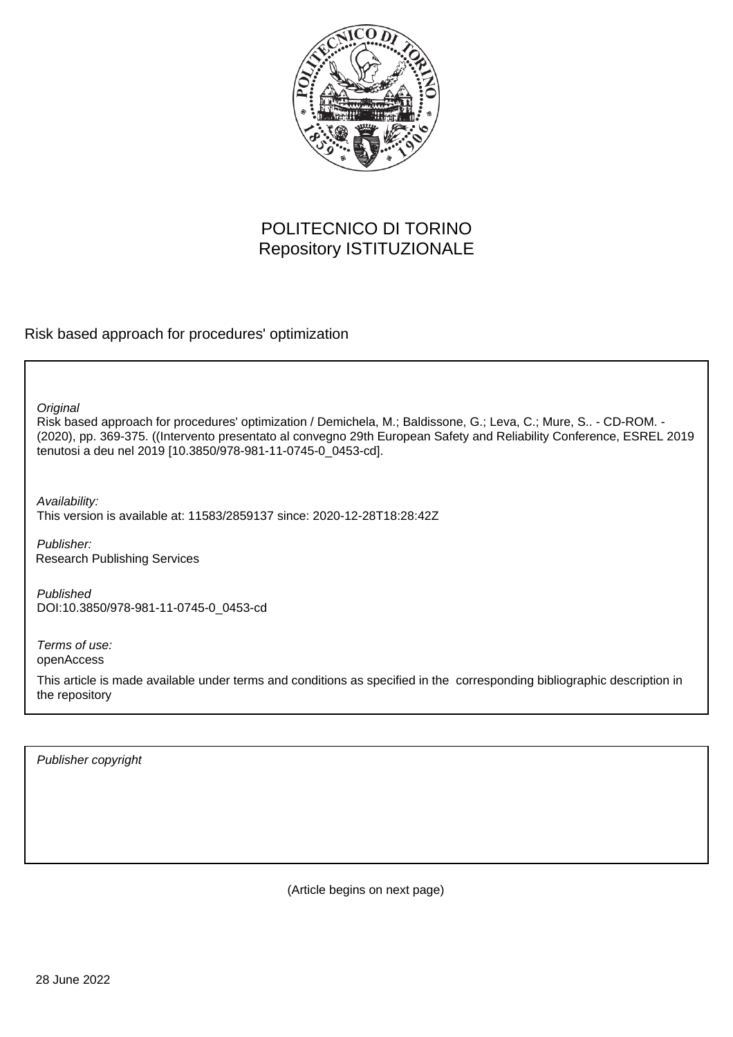POLITECNICO DI TORINO
Repository ISTITUZIONALE

Risk based approach for procedures' optimization

*Original*
Risk based approach for procedures' optimization / Demichela, M.; Baldissone, G.; Leva, C.; Mure, S.. - CD-ROM. - (2020), pp. 369-375. ((Intervento presentato al convegno 29th European Safety and Reliability Conference, ESREL 2019 tenutosi a deu nel 2019 [10.3850/978-981-11-0745-0_0453-cd].

*Availability:*
This version is available at: 11583/2859137 since: 2020-12-28T18:28:42Z

*Publisher:*
Research Publishing Services

*Published*
DOI:10.3850/978-981-11-0745-0_0453-cd

*Terms of use:*
openAccess

This article is made available under terms and conditions as specified in the corresponding bibliographic description in the repository

*Publisher copyright*

(Article begins on next page)

28 June 2022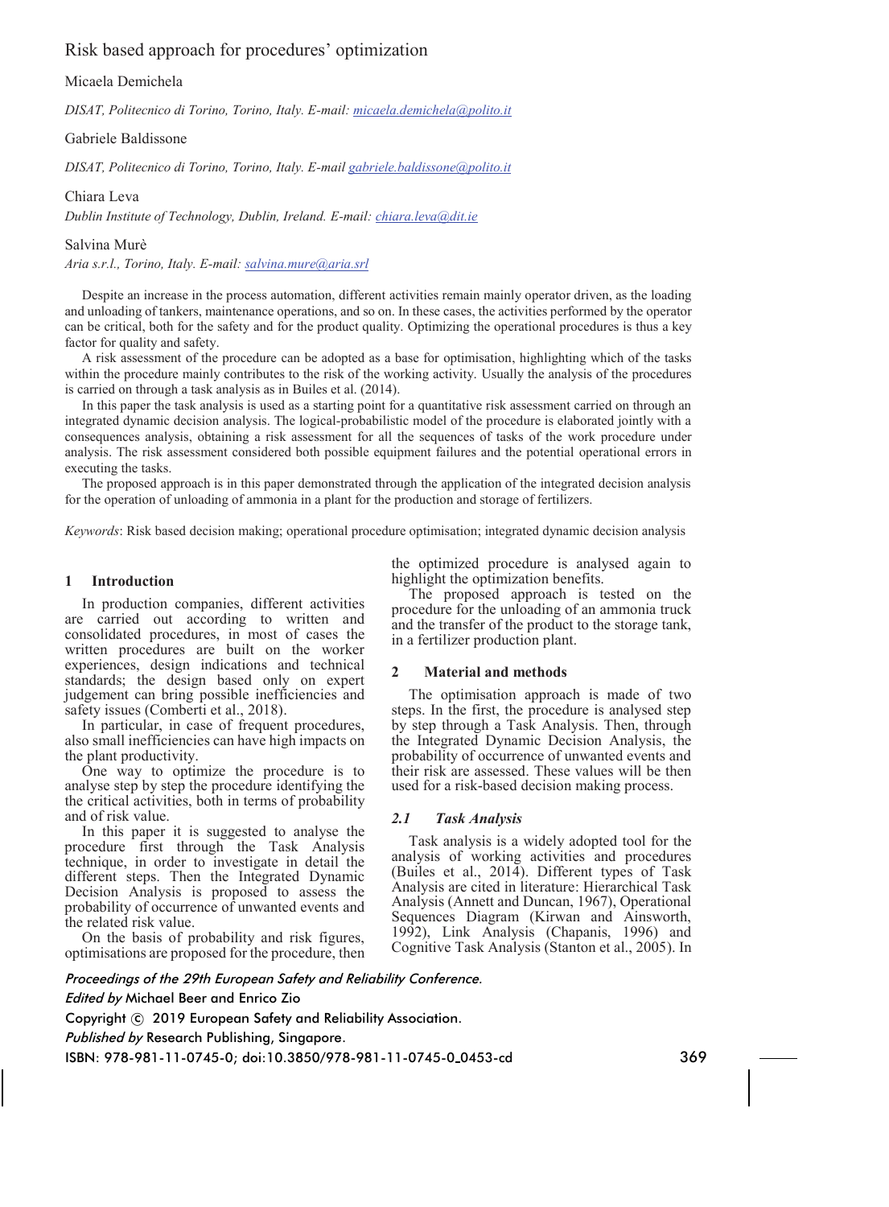# Risk based approach for procedures' optimization

Micaela Demichela

*DISAT, Politecnico di Torino, Torino, Italy. E-mail: micaela.demichela@polito.it*

Gabriele Baldissone

*DISAT, Politecnico di Torino, Torino, Italy. E-mail gabriele.baldissone@polito.it*

Chiara Leva

*Dublin Institute of Technology, Dublin, Ireland. E-mail: chiara.leva@dit.ie*

Salvina Murè

*Aria s.r.l., Torino, Italy. E-mail: salvina.mure@aria.srl*

Despite an increase in the process automation, different activities remain mainly operator driven, as the loading and unloading of tankers, maintenance operations, and so on. In these cases, the activities performed by the operator can be critical, both for the safety and for the product quality. Optimizing the operational procedures is thus a key factor for quality and safety.

A risk assessment of the procedure can be adopted as a base for optimisation, highlighting which of the tasks within the procedure mainly contributes to the risk of the working activity. Usually the analysis of the procedures is carried on through a task analysis as in Builes et al. (2014).

In this paper the task analysis is used as a starting point for a quantitative risk assessment carried on through an integrated dynamic decision analysis. The logical-probabilistic model of the procedure is elaborated jointly with a consequences analysis, obtaining a risk assessment for all the sequences of tasks of the work procedure under analysis. The risk assessment considered both possible equipment failures and the potential operational errors in executing the tasks.

The proposed approach is in this paper demonstrated through the application of the integrated decision analysis for the operation of unloading of ammonia in a plant for the production and storage of fertilizers.

*Keywords*: Risk based decision making; operational procedure optimisation; integrated dynamic decision analysis

## 1 Introduction

In production companies, different activities are carried out according to written and consolidated procedures, in most of cases the written procedures are built on the worker experiences, design indications and technical standards; the design based only on expert judgement can bring possible inefficiencies and safety issues (Comberti et al., 2018).

In particular, in case of frequent procedures, also small inefficiencies can have high impacts on the plant productivity.

One way to optimize the procedure is to analyse step by step the procedure identifying the the critical activities, both in terms of probability and of risk value.

In this paper it is suggested to analyse the procedure first through the Task Analysis technique, in order to investigate in detail the different steps. Then the Integrated Dynamic Decision Analysis is proposed to assess the probability of occurrence of unwanted events and the related risk value.

On the basis of probability and risk figures, optimisations are proposed for the procedure, then the optimized procedure is analysed again to highlight the optimization benefits.

The proposed approach is tested on the procedure for the unloading of an ammonia truck and the transfer of the product to the storage tank, in a fertilizer production plant.

## 2 Material and methods

The optimisation approach is made of two steps. In the first, the procedure is analysed step by step through a Task Analysis. Then, through the Integrated Dynamic Decision Analysis, the probability of occurrence of unwanted events and their risk are assessed. These values will be then used for a risk-based decision making process.

### *2.1 Task Analysis*

Task analysis is a widely adopted tool for the analysis of working activities and procedures (Builes et al., 2014). Different types of Task Analysis are cited in literature: Hierarchical Task Analysis (Annett and Duncan, 1967), Operational Sequences Diagram (Kirwan and Ainsworth, 1992), Link Analysis (Chapanis, 1996) and Cognitive Task Analysis (Stanton et al., 2005). In

*Proceedings of the 29th European Safety and Reliability Conference.*
*Edited by* Michael Beer and Enrico Zio
Copyright © 2019 European Safety and Reliability Association.
*Published by* Research Publishing, Singapore.
ISBN: 978-981-11-0745-0; doi:10.3850/978-981-11-0745-0_0453-cd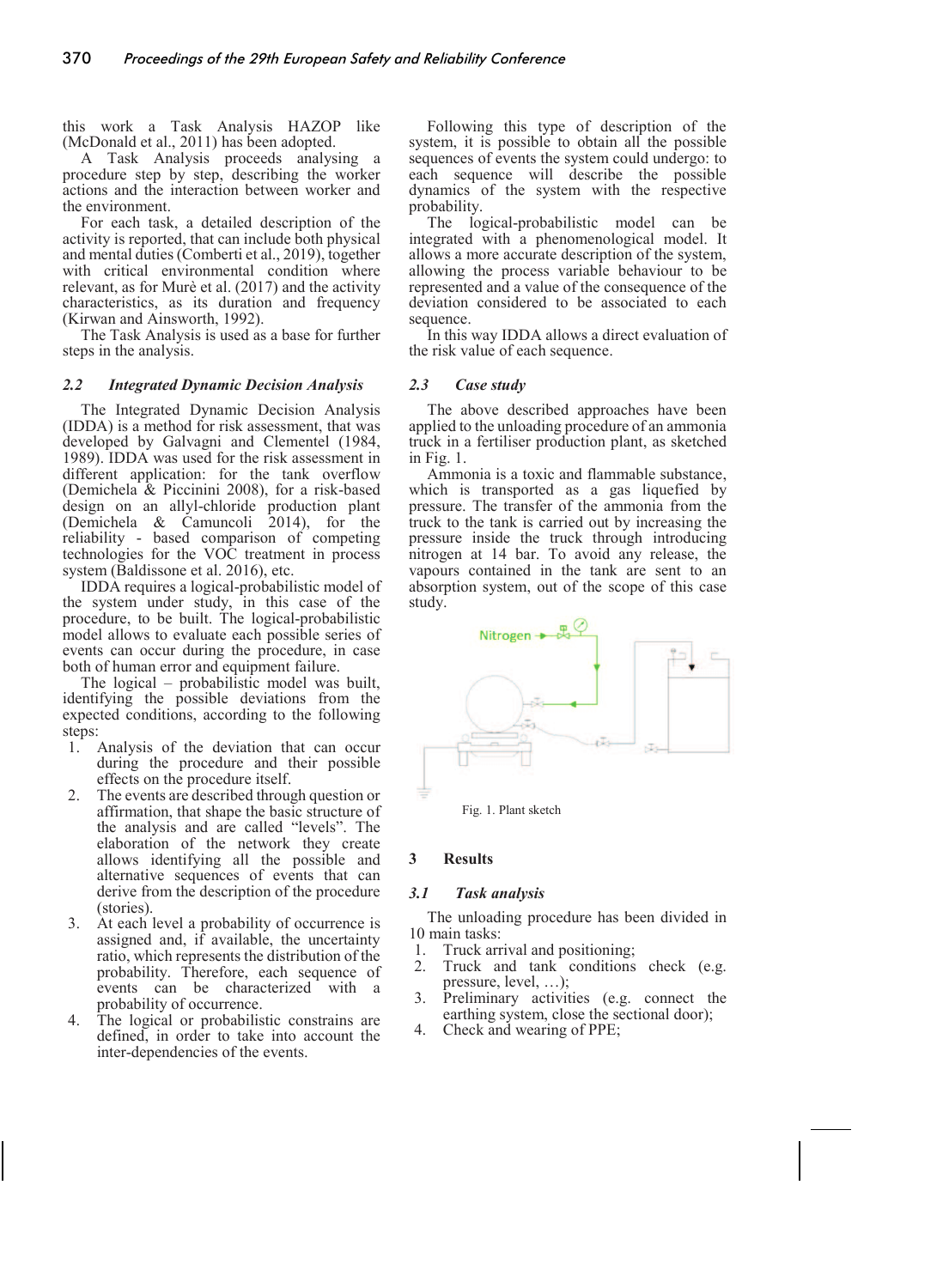this work a Task Analysis HAZOP like (McDonald et al., 2011) has been adopted.

A Task Analysis proceeds analysing a procedure step by step, describing the worker actions and the interaction between worker and the environment.

For each task, a detailed description of the activity is reported, that can include both physical and mental duties (Comberti et al., 2019), together with critical environmental condition where relevant, as for Murè et al. (2017) and the activity characteristics, as its duration and frequency (Kirwan and Ainsworth, 1992).

The Task Analysis is used as a base for further steps in the analysis.

### *2.2 Integrated Dynamic Decision Analysis*

The Integrated Dynamic Decision Analysis (IDDA) is a method for risk assessment, that was developed by Galvagni and Clementel (1984, 1989). IDDA was used for the risk assessment in different application: for the tank overflow (Demichela & Piccinini 2008), for a risk-based design on an allyl-chloride production plant (Demichela & Camuncoli 2014), for the reliability - based comparison of competing technologies for the VOC treatment in process system (Baldissone et al. 2016), etc.

IDDA requires a logical-probabilistic model of the system under study, in this case of the procedure, to be built. The logical-probabilistic model allows to evaluate each possible series of events can occur during the procedure, in case both of human error and equipment failure.

The logical – probabilistic model was built, identifying the possible deviations from the expected conditions, according to the following steps:

1. Analysis of the deviation that can occur during the procedure and their possible effects on the procedure itself.
2. The events are described through question or affirmation, that shape the basic structure of the analysis and are called "levels". The elaboration of the network they create allows identifying all the possible and alternative sequences of events that can derive from the description of the procedure (stories).
3. At each level a probability of occurrence is assigned and, if available, the uncertainty ratio, which represents the distribution of the probability. Therefore, each sequence of events can be characterized with a probability of occurrence.
4. The logical or probabilistic constrains are defined, in order to take into account the inter-dependencies of the events.

Following this type of description of the system, it is possible to obtain all the possible sequences of events the system could undergo: to each sequence will describe the possible dynamics of the system with the respective probability.

The logical-probabilistic model can be integrated with a phenomenological model. It allows a more accurate description of the system, allowing the process variable behaviour to be represented and a value of the consequence of the deviation considered to be associated to each sequence.

In this way IDDA allows a direct evaluation of the risk value of each sequence.

### *2.3 Case study*

The above described approaches have been applied to the unloading procedure of an ammonia truck in a fertiliser production plant, as sketched in Fig. 1.

Ammonia is a toxic and flammable substance, which is transported as a gas liquefied by pressure. The transfer of the ammonia from the truck to the tank is carried out by increasing the pressure inside the truck through introducing nitrogen at 14 bar. To avoid any release, the vapours contained in the tank are sent to an absorption system, out of the scope of this case study.

Fig. 1. Plant sketch

## 3 Results

### *3.1 Task analysis*

The unloading procedure has been divided in 10 main tasks:

1. Truck arrival and positioning;
2. Truck and tank conditions check (e.g. pressure, level, …);
3. Preliminary activities (e.g. connect the earthing system, close the sectional door);
4. Check and wearing of PPE;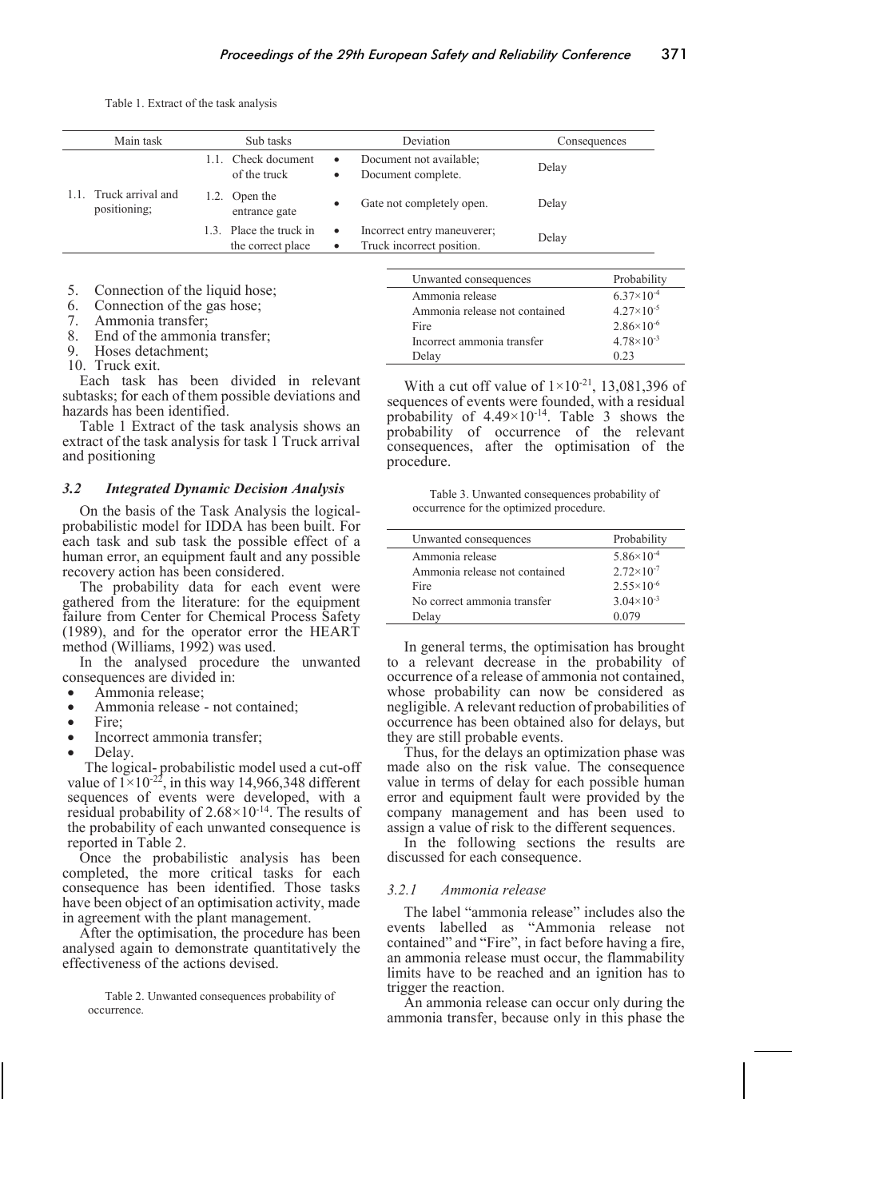Table 1. Extract of the task analysis

| Main task | Sub tasks | Deviation | Consequences |
|---|---|---|---|
| 1.1. Truck arrival and positioning; | 1.1. Check document of the truck | • Document not available; • Document complete. | Delay |
| | 1.2. Open the entrance gate | • Gate not completely open. | Delay |
| | 1.3. Place the truck in the correct place | • Incorrect entry maneuverer; • Truck incorrect position. | Delay |

5. Connection of the liquid hose;
6. Connection of the gas hose;
7. Ammonia transfer;
8. End of the ammonia transfer;
9. Hoses detachment;
10. Truck exit.

Each task has been divided in relevant subtasks; for each of them possible deviations and hazards has been identified.

Table 1 Extract of the task analysis shows an extract of the task analysis for task 1 Truck arrival and positioning

### *3.2 Integrated Dynamic Decision Analysis*

On the basis of the Task Analysis the logical-probabilistic model for IDDA has been built. For each task and sub task the possible effect of a human error, an equipment fault and any possible recovery action has been considered.

The probability data for each event were gathered from the literature: for the equipment failure from Center for Chemical Process Safety (1989), and for the operator error the HEART method (Williams, 1992) was used.

In the analysed procedure the unwanted consequences are divided in:

- Ammonia release;
- Ammonia release - not contained;
- Fire;
- Incorrect ammonia transfer;
- Delay.

The logical- probabilistic model used a cut-off value of $1\times10^{-22}$, in this way 14,966,348 different sequences of events were developed, with a residual probability of $2.68\times10^{-14}$. The results of the probability of each unwanted consequence is reported in Table 2.

Once the probabilistic analysis has been completed, the more critical tasks for each consequence has been identified. Those tasks have been object of an optimisation activity, made in agreement with the plant management.

After the optimisation, the procedure has been analysed again to demonstrate quantitatively the effectiveness of the actions devised.

Table 2. Unwanted consequences probability of occurrence.

| Unwanted consequences | Probability |
|---|---|
| Ammonia release | $6.37\times10^{-4}$ |
| Ammonia release not contained | $4.27\times10^{-5}$ |
| Fire | $2.86\times10^{-6}$ |
| Incorrect ammonia transfer | $4.78\times10^{-3}$ |
| Delay | 0.23 |

With a cut off value of $1\times10^{-21}$, 13,081,396 of sequences of events were founded, with a residual probability of $4.49\times10^{-14}$. Table 3 shows the probability of occurrence of the relevant consequences, after the optimisation of the procedure.

Table 3. Unwanted consequences probability of occurrence for the optimized procedure.

| Unwanted consequences | Probability |
|---|---|
| Ammonia release | $5.86\times10^{-4}$ |
| Ammonia release not contained | $2.72\times10^{-7}$ |
| Fire | $2.55\times10^{-6}$ |
| No correct ammonia transfer | $3.04\times10^{-3}$ |
| Delay | 0.079 |

In general terms, the optimisation has brought to a relevant decrease in the probability of occurrence of a release of ammonia not contained, whose probability can now be considered as negligible. A relevant reduction of probabilities of occurrence has been obtained also for delays, but they are still probable events.

Thus, for the delays an optimization phase was made also on the risk value. The consequence value in terms of delay for each possible human error and equipment fault were provided by the company management and has been used to assign a value of risk to the different sequences.

In the following sections the results are discussed for each consequence.

#### *3.2.1 Ammonia release*

The label "ammonia release" includes also the events labelled as "Ammonia release not contained" and "Fire", in fact before having a fire, an ammonia release must occur, the flammability limits have to be reached and an ignition has to trigger the reaction.

An ammonia release can occur only during the ammonia transfer, because only in this phase the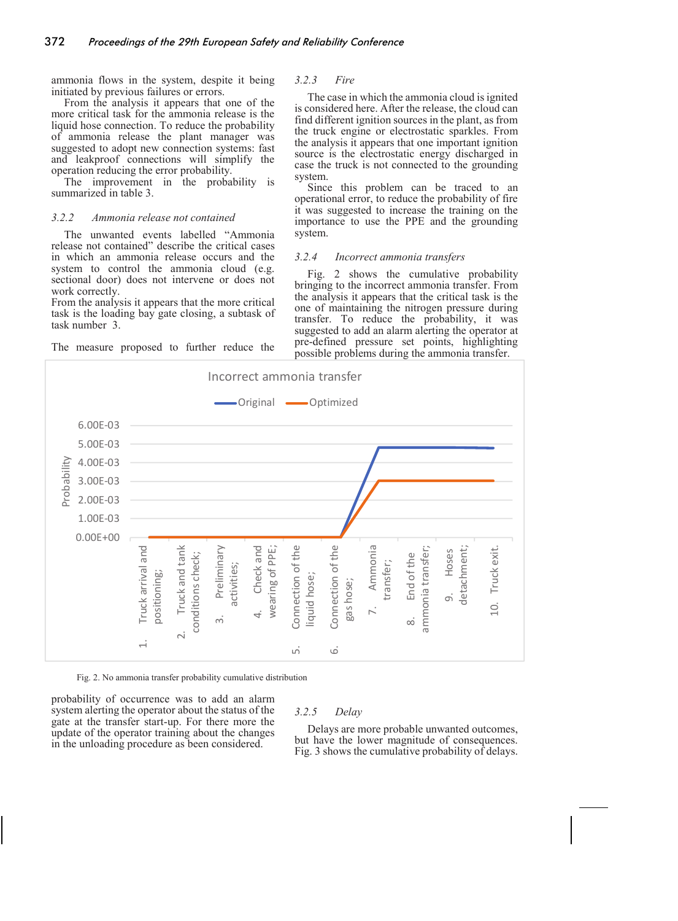ammonia flows in the system, despite it being initiated by previous failures or errors.

From the analysis it appears that one of the more critical task for the ammonia release is the liquid hose connection. To reduce the probability of ammonia release the plant manager was suggested to adopt new connection systems: fast and leakproof connections will simplify the operation reducing the error probability.

The improvement in the probability is summarized in table 3.

### 3.2.2 Ammonia release not contained

The unwanted events labelled "Ammonia release not contained" describe the critical cases in which an ammonia release occurs and the system to control the ammonia cloud (e.g. sectional door) does not intervene or does not work correctly.

From the analysis it appears that the more critical task is the loading bay gate closing, a subtask of task number 3.

The measure proposed to further reduce the probability of occurrence was to add an alarm system alerting the operator about the status of the gate at the transfer start-up. For there more the update of the operator training about the changes in the unloading procedure as been considered.

### 3.2.3 Fire

The case in which the ammonia cloud is ignited is considered here. After the release, the cloud can find different ignition sources in the plant, as from the truck engine or electrostatic sparkles. From the analysis it appears that one important ignition source is the electrostatic energy discharged in case the truck is not connected to the grounding system.

Since this problem can be traced to an operational error, to reduce the probability of fire it was suggested to increase the training on the importance to use the PPE and the grounding system.

### 3.2.4 Incorrect ammonia transfers

Fig. 2 shows the cumulative probability bringing to the incorrect ammonia transfer. From the analysis it appears that the critical task is the one of maintaining the nitrogen pressure during transfer. To reduce the probability, it was suggested to add an alarm alerting the operator at pre-defined pressure set points, highlighting possible problems during the ammonia transfer.

Fig. 2. No ammonia transfer probability cumulative distribution

### 3.2.5 Delay

Delays are more probable unwanted outcomes, but have the lower magnitude of consequences. Fig. 3 shows the cumulative probability of delays.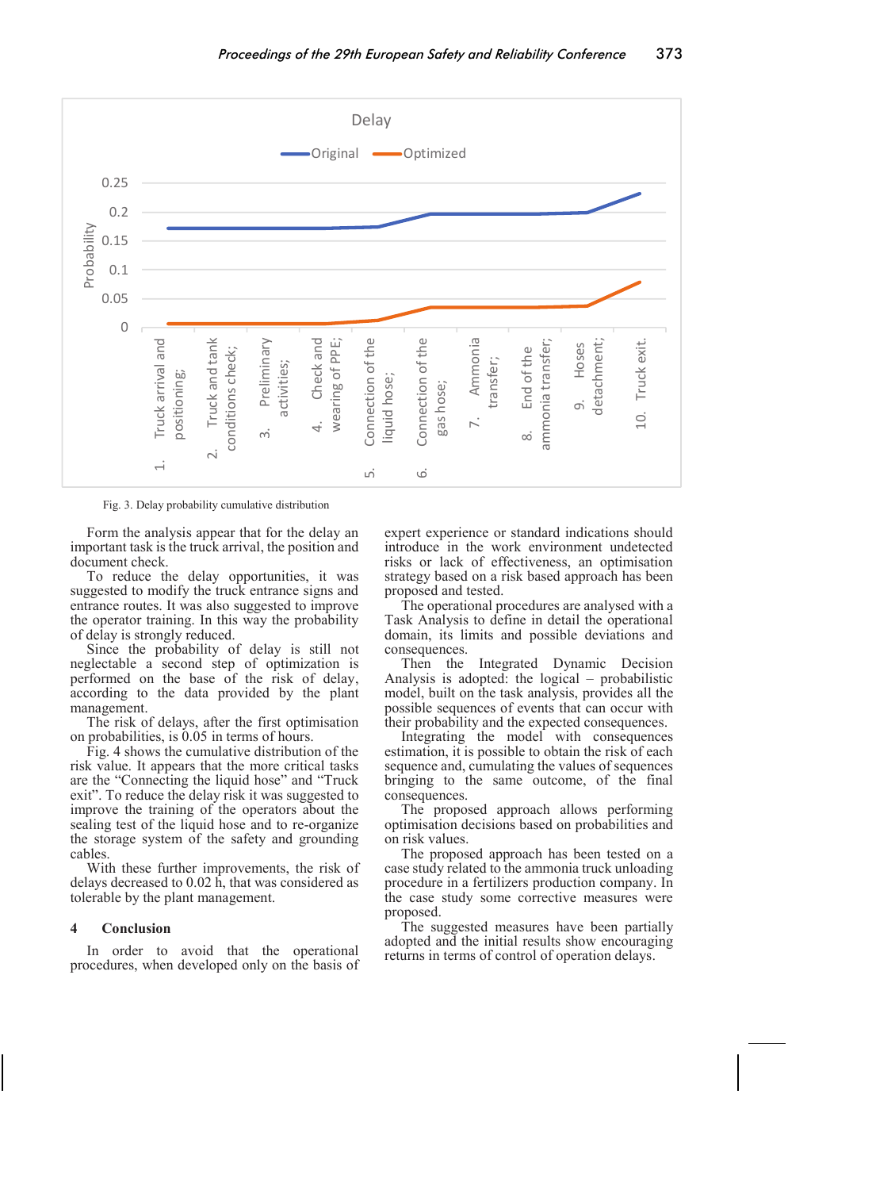Fig. 3. Delay probability cumulative distribution

Form the analysis appear that for the delay an important task is the truck arrival, the position and document check.

To reduce the delay opportunities, it was suggested to modify the truck entrance signs and entrance routes. It was also suggested to improve the operator training. In this way the probability of delay is strongly reduced.

Since the probability of delay is still not neglectable a second step of optimization is performed on the base of the risk of delay, according to the data provided by the plant management.

The risk of delays, after the first optimisation on probabilities, is 0.05 in terms of hours.

Fig. 4 shows the cumulative distribution of the risk value. It appears that the more critical tasks are the "Connecting the liquid hose" and "Truck exit". To reduce the delay risk it was suggested to improve the training of the operators about the sealing test of the liquid hose and to re-organize the storage system of the safety and grounding cables.

With these further improvements, the risk of delays decreased to 0.02 h, that was considered as tolerable by the plant management.

## 4 Conclusion

In order to avoid that the operational procedures, when developed only on the basis of expert experience or standard indications should introduce in the work environment undetected risks or lack of effectiveness, an optimisation strategy based on a risk based approach has been proposed and tested.

The operational procedures are analysed with a Task Analysis to define in detail the operational domain, its limits and possible deviations and consequences.

Then the Integrated Dynamic Decision Analysis is adopted: the logical – probabilistic model, built on the task analysis, provides all the possible sequences of events that can occur with their probability and the expected consequences.

Integrating the model with consequences estimation, it is possible to obtain the risk of each sequence and, cumulating the values of sequences bringing to the same outcome, of the final consequences.

The proposed approach allows performing optimisation decisions based on probabilities and on risk values.

The proposed approach has been tested on a case study related to the ammonia truck unloading procedure in a fertilizers production company. In the case study some corrective measures were proposed.

The suggested measures have been partially adopted and the initial results show encouraging returns in terms of control of operation delays.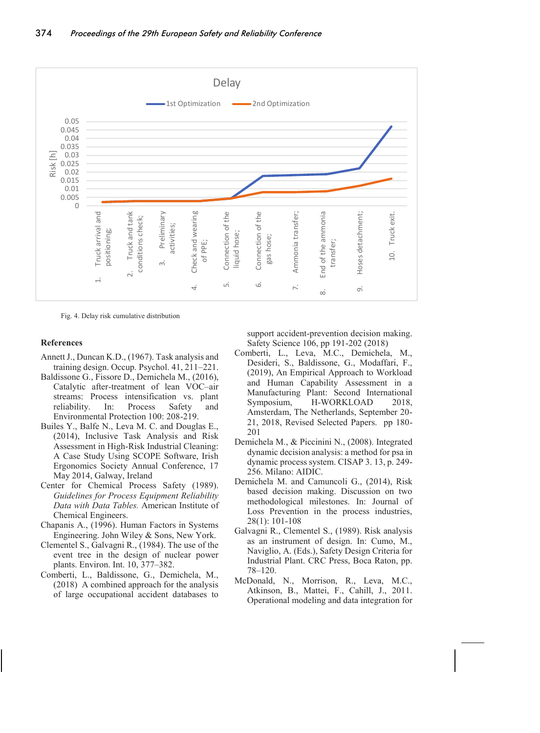Fig. 4. Delay risk cumulative distribution

## References

Annett J., Duncan K.D., (1967). Task analysis and training design. Occup. Psychol. 41, 211–221.

Baldissone G., Fissore D., Demichela M., (2016), Catalytic after-treatment of lean VOC–air streams: Process intensification vs. plant reliability. In: Process Safety and Environmental Protection 100: 208-219.

Builes Y., Balfe N., Leva M. C. and Douglas E., (2014), Inclusive Task Analysis and Risk Assessment in High-Risk Industrial Cleaning: A Case Study Using SCOPE Software, Irish Ergonomics Society Annual Conference, 17 May 2014, Galway, Ireland

Center for Chemical Process Safety (1989). *Guidelines for Process Equipment Reliability Data with Data Tables.* American Institute of Chemical Engineers.

Chapanis A., (1996). Human Factors in Systems Engineering. John Wiley & Sons, New York.

Clementel S., Galvagni R., (1984). The use of the event tree in the design of nuclear power plants. Environ. Int. 10, 377–382.

Comberti, L., Baldissone, G., Demichela, M., (2018) A combined approach for the analysis of large occupational accident databases to support accident-prevention decision making. Safety Science 106, pp 191-202 (2018)

Comberti, L., Leva, M.C., Demichela, M., Desideri, S., Baldissone, G., Modaffari, F., (2019), An Empirical Approach to Workload and Human Capability Assessment in a Manufacturing Plant: Second International Symposium, H-WORKLOAD 2018, Amsterdam, The Netherlands, September 20-21, 2018, Revised Selected Papers. pp 180-201

Demichela M., & Piccinini N., (2008). Integrated dynamic decision analysis: a method for psa in dynamic process system. CISAP 3. 13, p. 249-256. Milano: AIDIC.

Demichela M. and Camuncoli G., (2014), Risk based decision making. Discussion on two methodological milestones. In: Journal of Loss Prevention in the process industries, 28(1): 101-108

Galvagni R., Clementel S., (1989). Risk analysis as an instrument of design. In: Cumo, M., Naviglio, A. (Eds.), Safety Design Criteria for Industrial Plant. CRC Press, Boca Raton, pp. 78–120.

McDonald, N., Morrison, R., Leva, M.C., Atkinson, B., Mattei, F., Cahill, J., 2011. Operational modeling and data integration for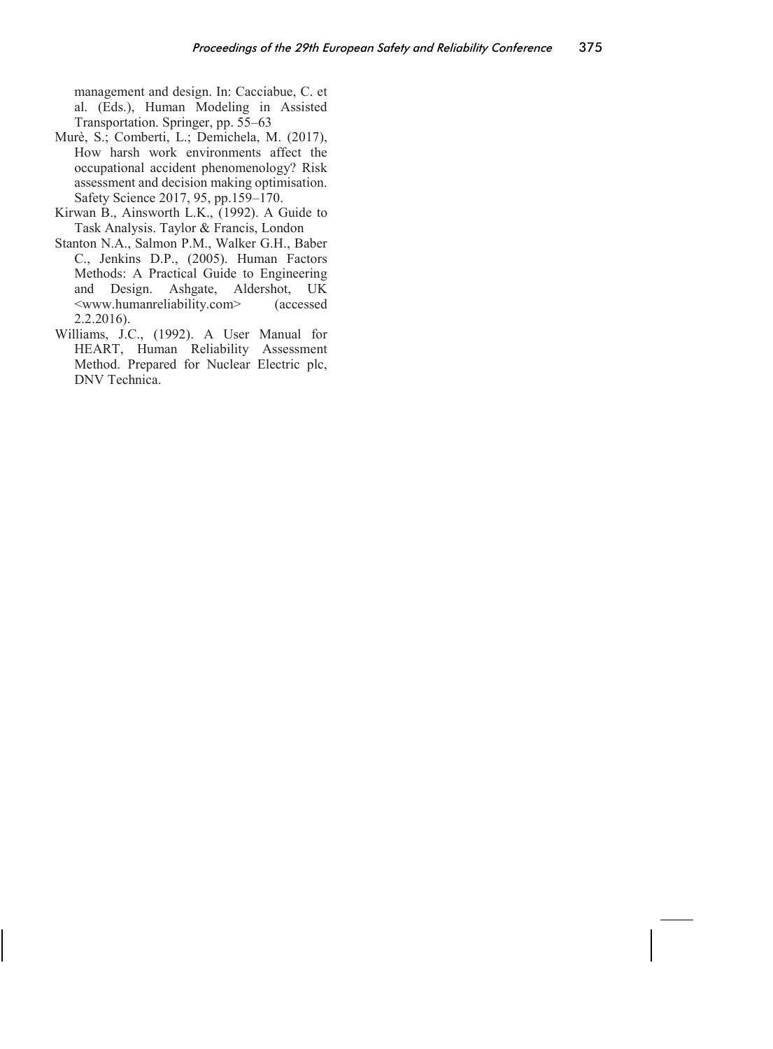management and design. In: Cacciabue, C. et al. (Eds.), Human Modeling in Assisted Transportation. Springer, pp. 55–63

Murè, S.; Comberti, L.; Demichela, M. (2017), How harsh work environments affect the occupational accident phenomenology? Risk assessment and decision making optimisation. Safety Science 2017, 95, pp.159–170.

Kirwan B., Ainsworth L.K., (1992). A Guide to Task Analysis. Taylor & Francis, London

Stanton N.A., Salmon P.M., Walker G.H., Baber C., Jenkins D.P., (2005). Human Factors Methods: A Practical Guide to Engineering and Design. Ashgate, Aldershot, UK <www.humanreliability.com> (accessed 2.2.2016).

Williams, J.C., (1992). A User Manual for HEART, Human Reliability Assessment Method. Prepared for Nuclear Electric plc, DNV Technica.